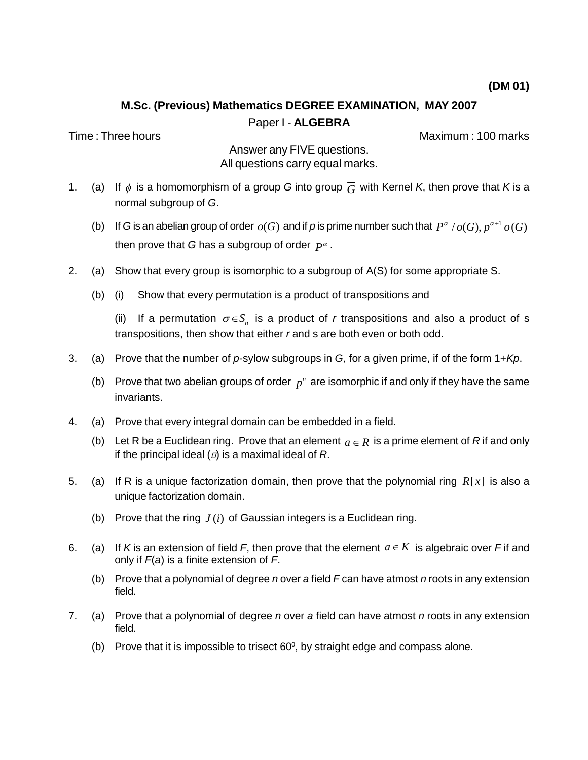**(DM 01)**

## M.Sc. (Previous) Mathematics DEGREE EXAMINATION, MAY 2007

### Paper I - ALGEBRA

Time : Three hours Maximum : 100 marks

Answer any FIVE questions.
All questions carry equal marks.

1. (a) If $\phi$ is a homomorphism of a group *G* into group $\overline{G}$ with Kernel *K*, then prove that *K* is a normal subgroup of *G*.

   (b) If *G* is an abelian group of order $o(G)$ and if *p* is prime number such that $P^{\alpha} / o(G), p^{\alpha+1} o(G)$ then prove that *G* has a subgroup of order $P^{\alpha}$.

2. (a) Show that every group is isomorphic to a subgroup of A(S) for some appropriate S.

   (b) (i) Show that every permutation is a product of transpositions and

   (ii) If a permutation $\sigma \in S_n$ is a product of *r* transpositions and also a product of s transpositions, then show that either *r* and s are both even or both odd.

3. (a) Prove that the number of *p*-sylow subgroups in *G*, for a given prime, if of the form 1+*Kp*.

   (b) Prove that two abelian groups of order $p^n$ are isomorphic if and only if they have the same invariants.

4. (a) Prove that every integral domain can be embedded in a field.

   (b) Let R be a Euclidean ring. Prove that an element $a \in R$ is a prime element of *R* if and only if the principal ideal (□) is a maximal ideal of *R*.

5. (a) If R is a unique factorization domain, then prove that the polynomial ring $R[x]$ is also a unique factorization domain.

   (b) Prove that the ring $J(i)$ of Gaussian integers is a Euclidean ring.

6. (a) If *K* is an extension of field *F*, then prove that the element $a \in K$ is algebraic over *F* if and only if *F*(*a*) is a finite extension of *F*.

   (b) Prove that a polynomial of degree *n* over *a* field *F* can have atmost *n* roots in any extension field.

7. (a) Prove that a polynomial of degree *n* over *a* field can have atmost *n* roots in any extension field.

   (b) Prove that it is impossible to trisect $60^0$, by straight edge and compass alone.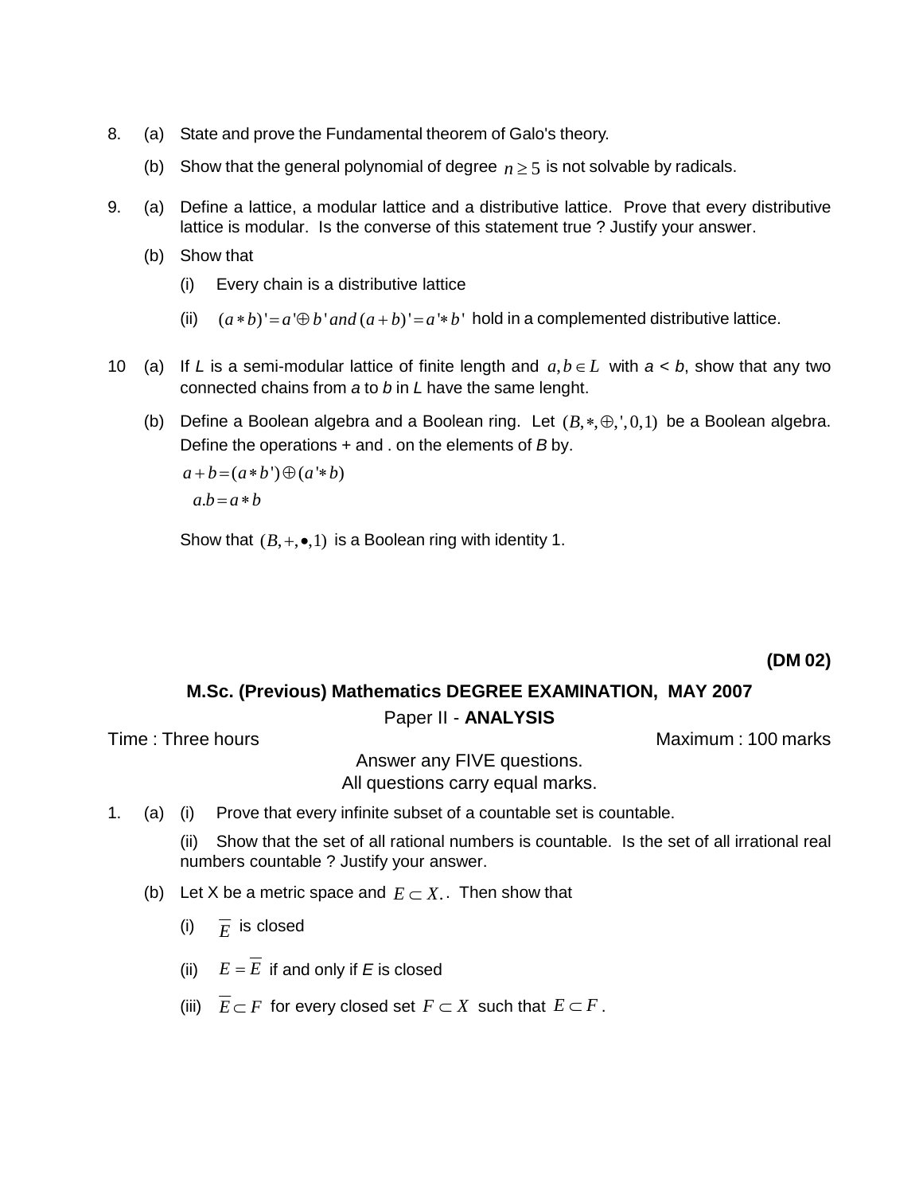8. (a) State and prove the Fundamental theorem of Galo's theory.

   (b) Show that the general polynomial of degree $n \geq 5$ is not solvable by radicals.

9. (a) Define a lattice, a modular lattice and a distributive lattice. Prove that every distributive lattice is modular. Is the converse of this statement true ? Justify your answer.

   (b) Show that

   (i) Every chain is a distributive lattice

   (ii) $(a * b)' = a' \oplus b' \; and \; (a + b)' = a' * b'$ hold in a complemented distributive lattice.

10 (a) If *L* is a semi-modular lattice of finite length and $a, b \in L$ with *a* < *b*, show that any two connected chains from *a* to *b* in *L* have the same lenght.

   (b) Define a Boolean algebra and a Boolean ring. Let $(B, *, \oplus, ', 0, 1)$ be a Boolean algebra. Define the operations + and . on the elements of *B* by.

   $a + b = (a * b') \oplus (a' * b)$

   $a.b = a * b$

   Show that $(B, +, \bullet, 1)$ is a Boolean ring with identity 1.

**(DM 02)**

## M.Sc. (Previous) Mathematics DEGREE EXAMINATION, MAY 2007

### Paper II - **ANALYSIS**

Time : Three hours | Maximum : 100 marks

Answer any FIVE questions.
All questions carry equal marks.

1. (a) (i) Prove that every infinite subset of a countable set is countable.

   (ii) Show that the set of all rational numbers is countable. Is the set of all irrational real numbers countable ? Justify your answer.

   (b) Let X be a metric space and $E \subset X.$. Then show that

   (i) $\overline{E}$ is closed

   (ii) $E = \overline{E}$ if and only if *E* is closed

   (iii) $\overline{E} \subset F$ for every closed set $F \subset X$ such that $E \subset F$.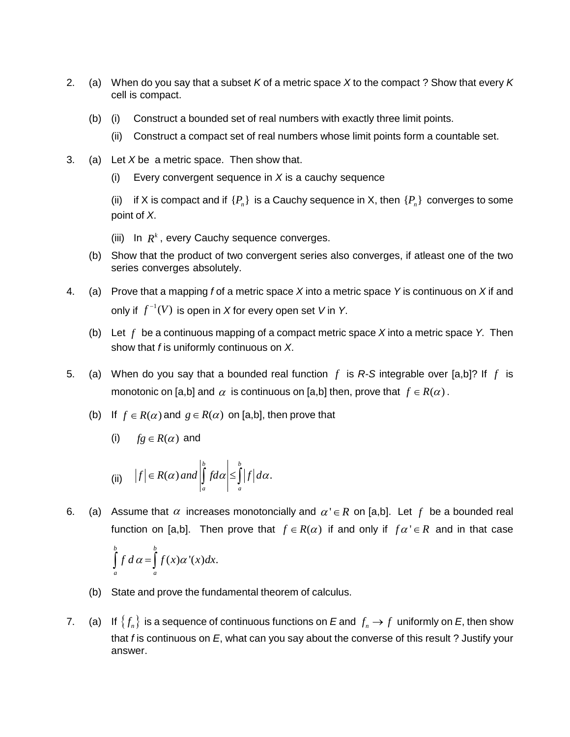2. (a) When do you say that a subset *K* of a metric space *X* to the compact ? Show that every *K* cell is compact.

   (b) (i) Construct a bounded set of real numbers with exactly three limit points.

   (ii) Construct a compact set of real numbers whose limit points form a countable set.

3. (a) Let *X* be a metric space. Then show that.

   (i) Every convergent sequence in *X* is a cauchy sequence

   (ii) if X is compact and if $\{P_n\}$ is a Cauchy sequence in X, then $\{P_n\}$ converges to some point of *X*.

   (iii) In $R^k$, every Cauchy sequence converges.

   (b) Show that the product of two convergent series also converges, if atleast one of the two series converges absolutely.

4. (a) Prove that a mapping *f* of a metric space *X* into a metric space *Y* is continuous on *X* if and only if $f^{-1}(V)$ is open in *X* for every open set *V* in *Y*.

   (b) Let $f$ be a continuous mapping of a compact metric space *X* into a metric space *Y*. Then show that *f* is uniformly continuous on *X*.

5. (a) When do you say that a bounded real function $f$ is *R-S* integrable over [a,b]? If $f$ is monotonic on [a,b] and $\alpha$ is continuous on [a,b] then, prove that $f \in R(\alpha)$.

   (b) If $f \in R(\alpha)$ and $g \in R(\alpha)$ on [a,b], then prove that

   (i) $fg \in R(\alpha)$ and

   (ii) $|f| \in R(\alpha)$ and $\left|\int_a^b f d\alpha\right| \leq \int_a^b |f| d\alpha.$

6. (a) Assume that $\alpha$ increases monotoncially and $\alpha' \in R$ on [a,b]. Let $f$ be a bounded real function on [a,b]. Then prove that $f \in R(\alpha)$ if and only if $f\alpha' \in R$ and in that case $\int_a^b f\, d\alpha = \int_a^b f(x)\alpha'(x)dx.$

   (b) State and prove the fundamental theorem of calculus.

7. (a) If $\{f_n\}$ is a sequence of continuous functions on *E* and $f_n \to f$ uniformly on *E*, then show that *f* is continuous on *E*, what can you say about the converse of this result ? Justify your answer.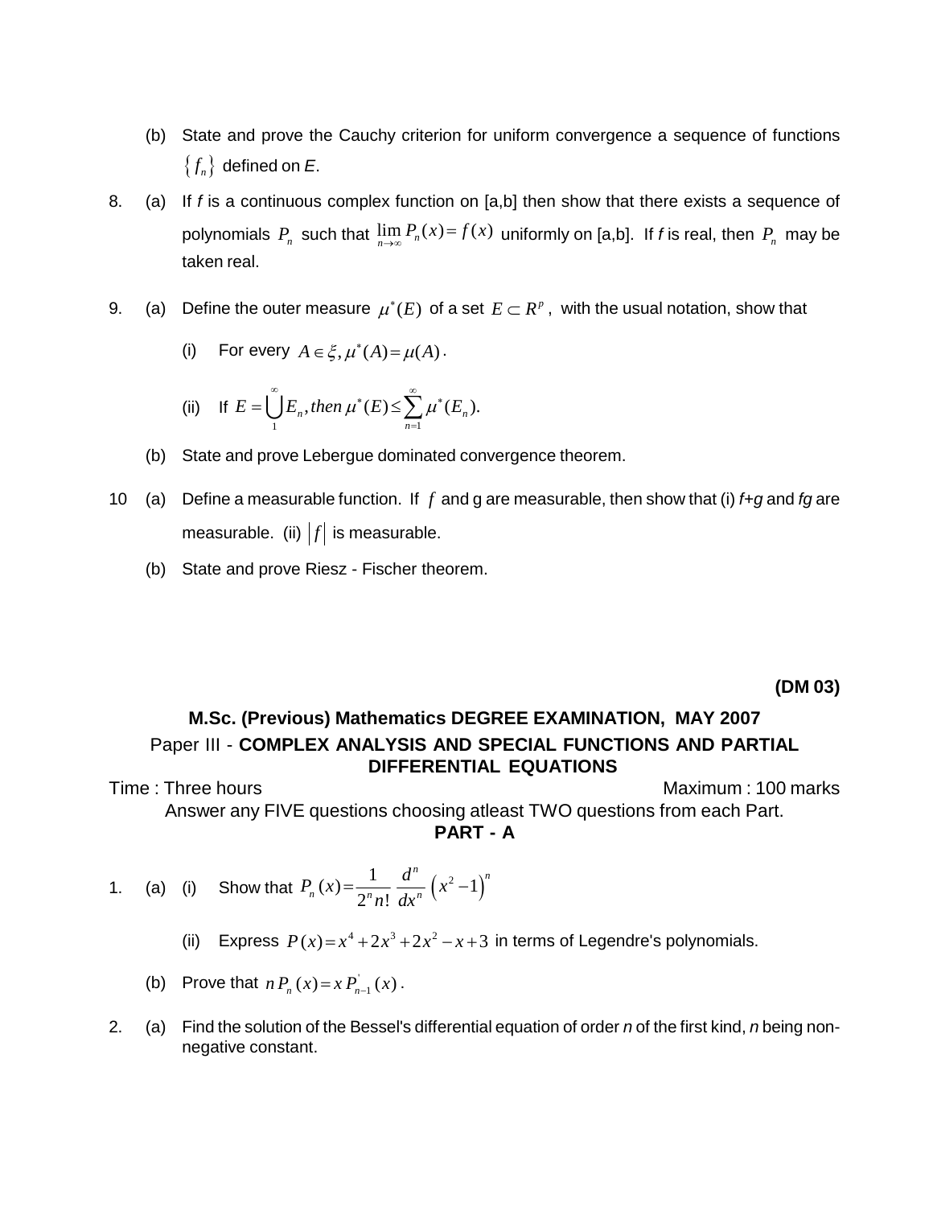(b) State and prove the Cauchy criterion for uniform convergence a sequence of functions $\{f_n\}$ defined on *E*.

8. (a) If *f* is a continuous complex function on [a,b] then show that there exists a sequence of polynomials $P_n$ such that $\lim_{n\to\infty} P_n(x) = f(x)$ uniformly on [a,b]. If *f* is real, then $P_n$ may be taken real.

9. (a) Define the outer measure $\mu^*(E)$ of a set $E \subset R^p$, with the usual notation, show that

   (i) For every $A \in \xi, \mu^*(A) = \mu(A)$.

   (ii) If $E = \bigcup_1^\infty E_n, then\, \mu^*(E) \le \sum_{n=1}^\infty \mu^*(E_n).$

   (b) State and prove Lebergue dominated convergence theorem.

10 (a) Define a measurable function. If $f$ and g are measurable, then show that (i) *f*+*g* and *fg* are measurable. (ii) $|f|$ is measurable.

   (b) State and prove Riesz - Fischer theorem.

**(DM 03)**

## M.Sc. (Previous) Mathematics DEGREE EXAMINATION, MAY 2007

Paper III - **COMPLEX ANALYSIS AND SPECIAL FUNCTIONS AND PARTIAL DIFFERENTIAL EQUATIONS**

Time : Three hours Maximum : 100 marks

Answer any FIVE questions choosing atleast TWO questions from each Part.

**PART - A**

1. (a) (i) Show that $P_n(x) = \frac{1}{2^n n!} \frac{d^n}{dx^n}\left(x^2-1\right)^n$

   (ii) Express $P(x) = x^4 + 2x^3 + 2x^2 - x + 3$ in terms of Legendre's polynomials.

   (b) Prove that $n P_n(x) = x P_{n-1}^{'}(x)$.

2. (a) Find the solution of the Bessel's differential equation of order *n* of the first kind, *n* being non-negative constant.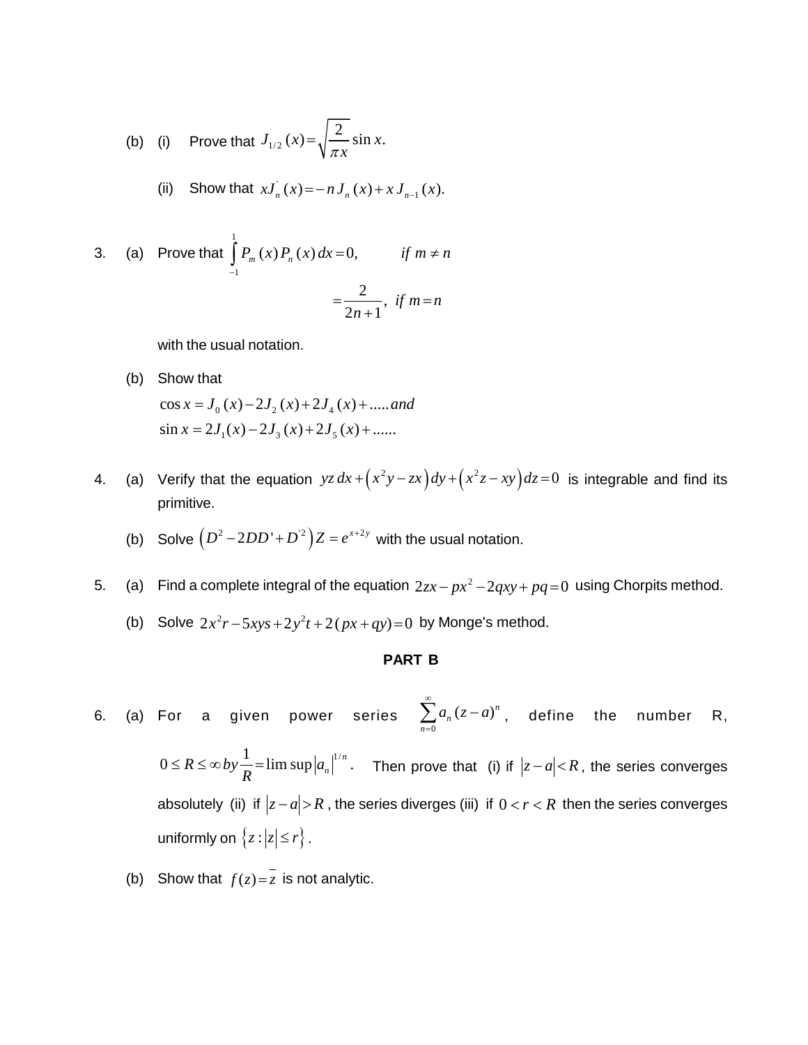(b) (i) Prove that $J_{1/2}(x) = \sqrt{\dfrac{2}{\pi x}} \sin x.$

(ii) Show that $xJ_n^{'}(x) = -n\, J_n(x) + x\, J_{n-1}(x).$

3. (a) Prove that 
$$\int_{-1}^{1} P_m(x) P_n(x)\, dx = 0, \qquad if\ m \neq n$$
$$= \frac{2}{2n+1}, \ \ if\ m = n$$

with the usual notation.

(b) Show that

$$\cos x = J_0(x) - 2J_2(x) + 2J_4(x) + \ldots\ldots and$$
$$\sin x = 2J_1(x) - 2J_3(x) + 2J_5(x) + \ldots\ldots$$

4. (a) Verify that the equation $yz\,dx + \left(x^2 y - zx\right)dy + \left(x^2 z - xy\right)dz = 0$ is integrable and find its primitive.

(b) Solve $\left(D^2 - 2DD' + D'^2\right)Z = e^{x+2y}$ with the usual notation.

5. (a) Find a complete integral of the equation $2zx - px^2 - 2qxy + pq = 0$ using Chorpits method.

(b) Solve $2x^2 r - 5xys + 2y^2 t + 2(px + qy) = 0$ by Monge's method.

**PART B**

6. (a) For a given power series $\sum_{n=0}^{\infty} a_n (z-a)^n$, define the number R, $0 \leq R \leq \infty\, by\, \dfrac{1}{R} = \limsup |a_n|^{1/n}$. Then prove that (i) if $|z-a| < R$, the series converges absolutely (ii) if $|z-a| > R$, the series diverges (iii) if $0 < r < R$ then the series converges uniformly on $\{z : |z| \leq r\}$.

(b) Show that $f(z) = \bar{z}$ is not analytic.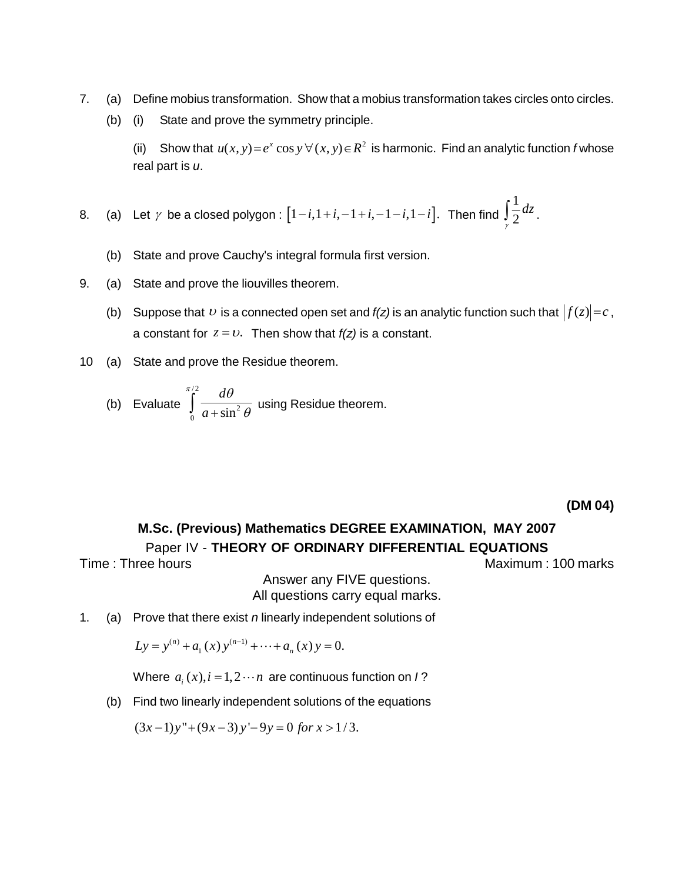7. (a) Define mobius transformation. Show that a mobius transformation takes circles onto circles.

   (b) (i) State and prove the symmetry principle.

   (ii) Show that $u(x, y) = e^x \cos y \; \forall \, (x, y) \in R^2$ is harmonic. Find an analytic function *f* whose real part is *u*.

8. (a) Let $\gamma$ be a closed polygon : $[1-i, 1+i, -1+i, -1-i, 1-i]$. Then find $\int_\gamma \frac{1}{2} dz$.

   (b) State and prove Cauchy's integral formula first version.

9. (a) State and prove the liouvilles theorem.

   (b) Suppose that $\upsilon$ is a connected open set and *f(z)* is an analytic function such that $|f(z)| = c$, a constant for $z = \upsilon$. Then show that *f(z)* is a constant.

10 (a) State and prove the Residue theorem.

   (b) Evaluate $\int_0^{\pi/2} \frac{d\theta}{a + \sin^2 \theta}$ using Residue theorem.

**(DM 04)**

## M.Sc. (Previous) Mathematics DEGREE EXAMINATION, MAY 2007

### Paper IV - THEORY OF ORDINARY DIFFERENTIAL EQUATIONS

Time : Three hours                                                                 Maximum : 100 marks

Answer any FIVE questions.

All questions carry equal marks.

1. (a) Prove that there exist *n* linearly independent solutions of

   $$Ly = y^{(n)} + a_1(x)\, y^{(n-1)} + \cdots + a_n(x)\, y = 0.$$

   Where $a_i(x), i = 1, 2 \cdots n$ are continuous function on *I* ?

   (b) Find two linearly independent solutions of the equations

   $$(3x-1)y'' + (9x-3)\, y' - 9y = 0 \;\; for \; x > 1/3.$$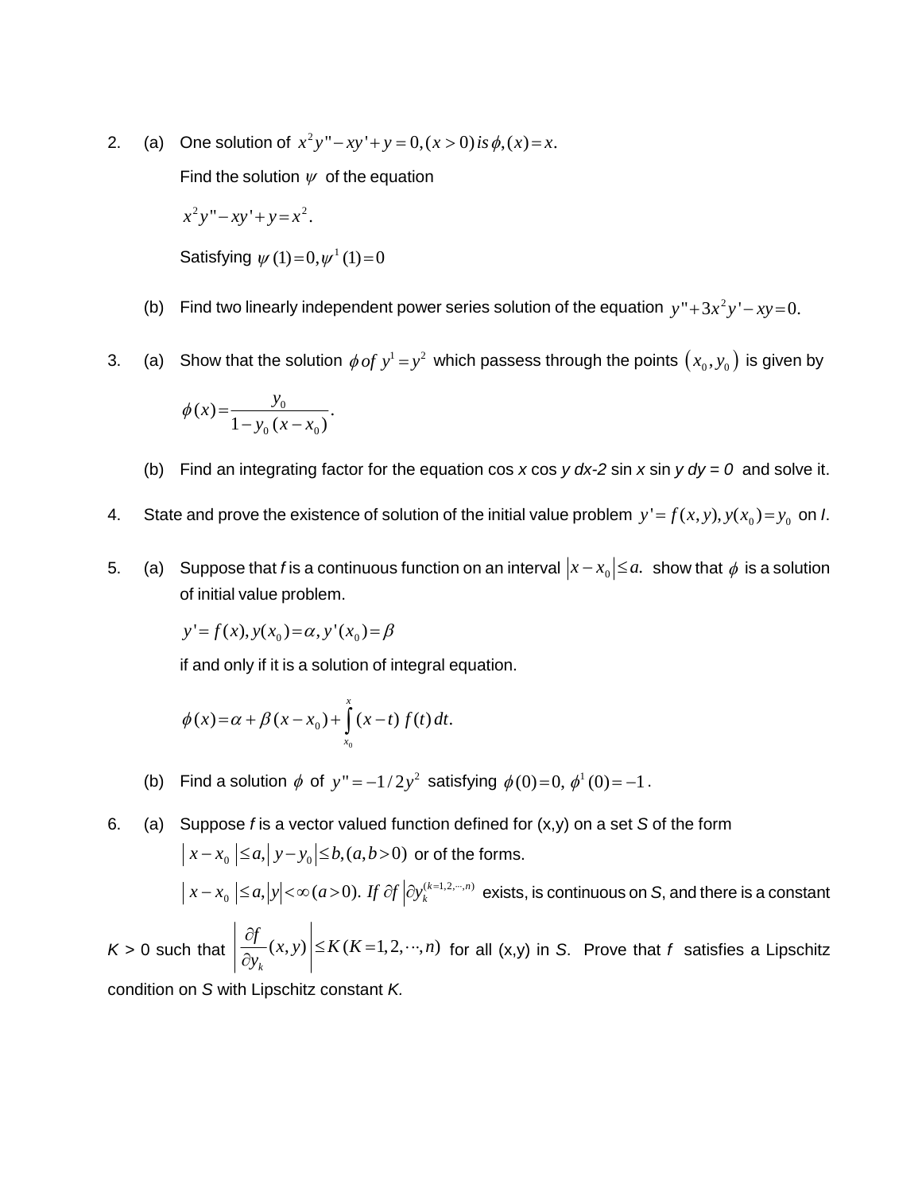2. (a) One solution of $x^2y''-xy'+y=0,(x>0)\, is\, \phi,(x)=x.$

   Find the solution $\psi$ of the equation

   $x^2y''-xy'+y=x^2.$

   Satisfying $\psi(1)=0, \psi^1(1)=0$

   (b) Find two linearly independent power series solution of the equation $y''+3x^2y'-xy=0.$

3. (a) Show that the solution $\phi\, of\, y^1=y^2$ which passess through the points $(x_0, y_0)$ is given by

   $$\phi(x)=\frac{y_0}{1-y_0(x-x_0)}.$$

   (b) Find an integrating factor for the equation cos *x* cos *y dx-2* sin *x* sin *y dy = 0* and solve it.

4. State and prove the existence of solution of the initial value problem $y'=f(x,y), y(x_0)=y_0$ on *I*.

5. (a) Suppose that *f* is a continuous function on an interval $|x-x_0|\le a.$ show that $\phi$ is a solution of initial value problem.

   $y'=f(x), y(x_0)=\alpha, y'(x_0)=\beta$

   if and only if it is a solution of integral equation.

   $$\phi(x)=\alpha+\beta(x-x_0)+\int_{x_0}^{x}(x-t)\, f(t)\, dt.$$

   (b) Find a solution $\phi$ of $y''=-1/2y^2$ satisfying $\phi(0)=0, \phi^1(0)=-1$.

6. (a) Suppose *f* is a vector valued function defined for (x,y) on a set *S* of the form $|x-x_0|\le a, |y-y_0|\le b,(a,b>0)$ or of the forms.

   $|x-x_0|\le a, |y|<\infty\,(a>0).\; If\; \partial f\, |\partial y_k^{(k=1,2,\cdots,n)}$ exists, is continuous on *S*, and there is a constant

*K* > 0 such that $\left|\frac{\partial f}{\partial y_k}(x,y)\right|\le K\,(K=1,2,\cdots,n)$ for all (x,y) in *S*. Prove that *f* satisfies a Lipschitz condition on *S* with Lipschitz constant *K.*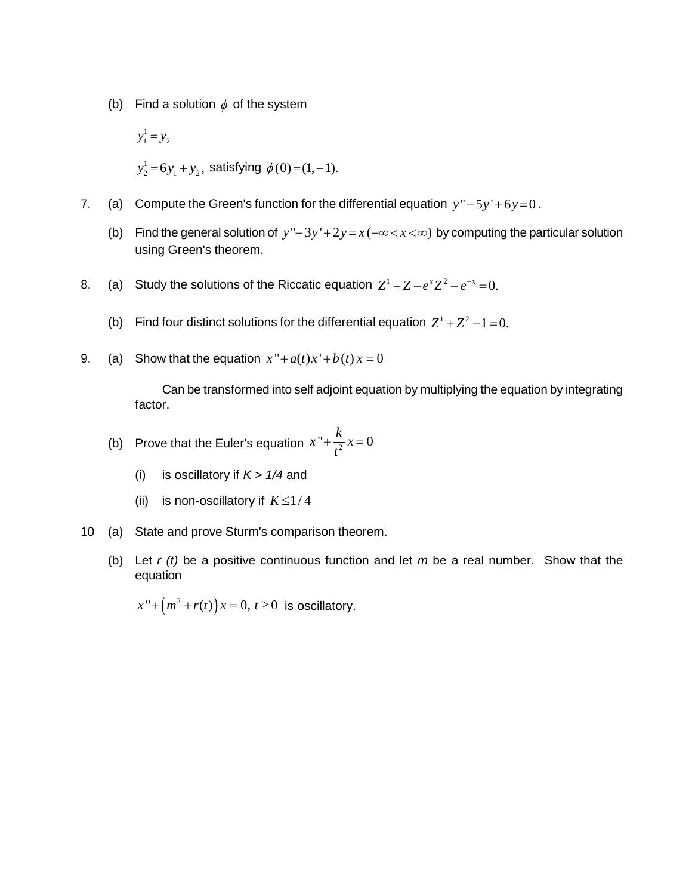(b) Find a solution $\phi$ of the system

$$y_1^1 = y_2$$

$$y_2^1 = 6y_1 + y_2,$$ satisfying $\phi(0) = (1, -1).$

7. (a) Compute the Green's function for the differential equation $y'' - 5y' + 6y = 0$.

   (b) Find the general solution of $y'' - 3y' + 2y = x \; (-\infty < x < \infty)$ by computing the particular solution using Green's theorem.

8. (a) Study the solutions of the Riccatic equation $Z^1 + Z - e^x Z^2 - e^{-x} = 0.$

   (b) Find four distinct solutions for the differential equation $Z^1 + Z^2 - 1 = 0.$

9. (a) Show that the equation $x'' + a(t)x' + b(t)\,x = 0$

   Can be transformed into self adjoint equation by multiplying the equation by integrating factor.

   (b) Prove that the Euler's equation $x'' + \dfrac{k}{t^2} x = 0$

   (i) is oscillatory if *K > 1/4* and

   (ii) is non-oscillatory if $K \leq 1/4$

10 (a) State and prove Sturm's comparison theorem.

   (b) Let *r (t)* be a positive continuous function and let *m* be a real number. Show that the equation

   $x'' + \left(m^2 + r(t)\right) x = 0, \; t \geq 0$ is oscillatory.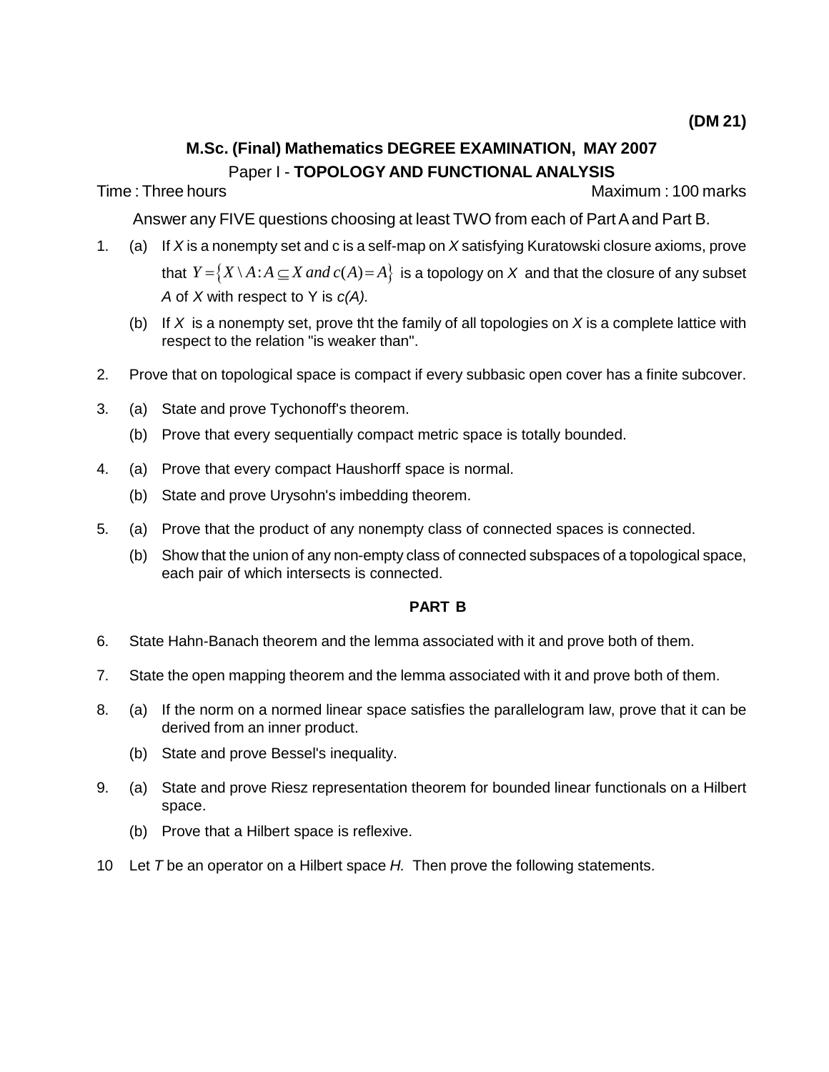**(DM 21)**

## M.Sc. (Final) Mathematics DEGREE EXAMINATION, MAY 2007

### Paper I - TOPOLOGY AND FUNCTIONAL ANALYSIS

Time : Three hours　　　　　　　　　　　　　　　　　　Maximum : 100 marks

Answer any FIVE questions choosing at least TWO from each of Part A and Part B.

1. (a) If *X* is a nonempty set and c is a self-map on *X* satisfying Kuratowski closure axioms, prove that $Y = \{X \setminus A : A \subseteq X \; and \; c(A) = A\}$ is a topology on *X* and that the closure of any subset *A* of *X* with respect to Y is *c(A).*

   (b) If *X* is a nonempty set, prove tht the family of all topologies on *X* is a complete lattice with respect to the relation "is weaker than".

2. Prove that on topological space is compact if every subbasic open cover has a finite subcover.

3. (a) State and prove Tychonoff's theorem.

   (b) Prove that every sequentially compact metric space is totally bounded.

4. (a) Prove that every compact Haushorff space is normal.

   (b) State and prove Urysohn's imbedding theorem.

5. (a) Prove that the product of any nonempty class of connected spaces is connected.

   (b) Show that the union of any non-empty class of connected subspaces of a topological space, each pair of which intersects is connected.

**PART B**

6. State Hahn-Banach theorem and the lemma associated with it and prove both of them.

7. State the open mapping theorem and the lemma associated with it and prove both of them.

8. (a) If the norm on a normed linear space satisfies the parallelogram law, prove that it can be derived from an inner product.

   (b) State and prove Bessel's inequality.

9. (a) State and prove Riesz representation theorem for bounded linear functionals on a Hilbert space.

   (b) Prove that a Hilbert space is reflexive.

10 Let *T* be an operator on a Hilbert space *H.* Then prove the following statements.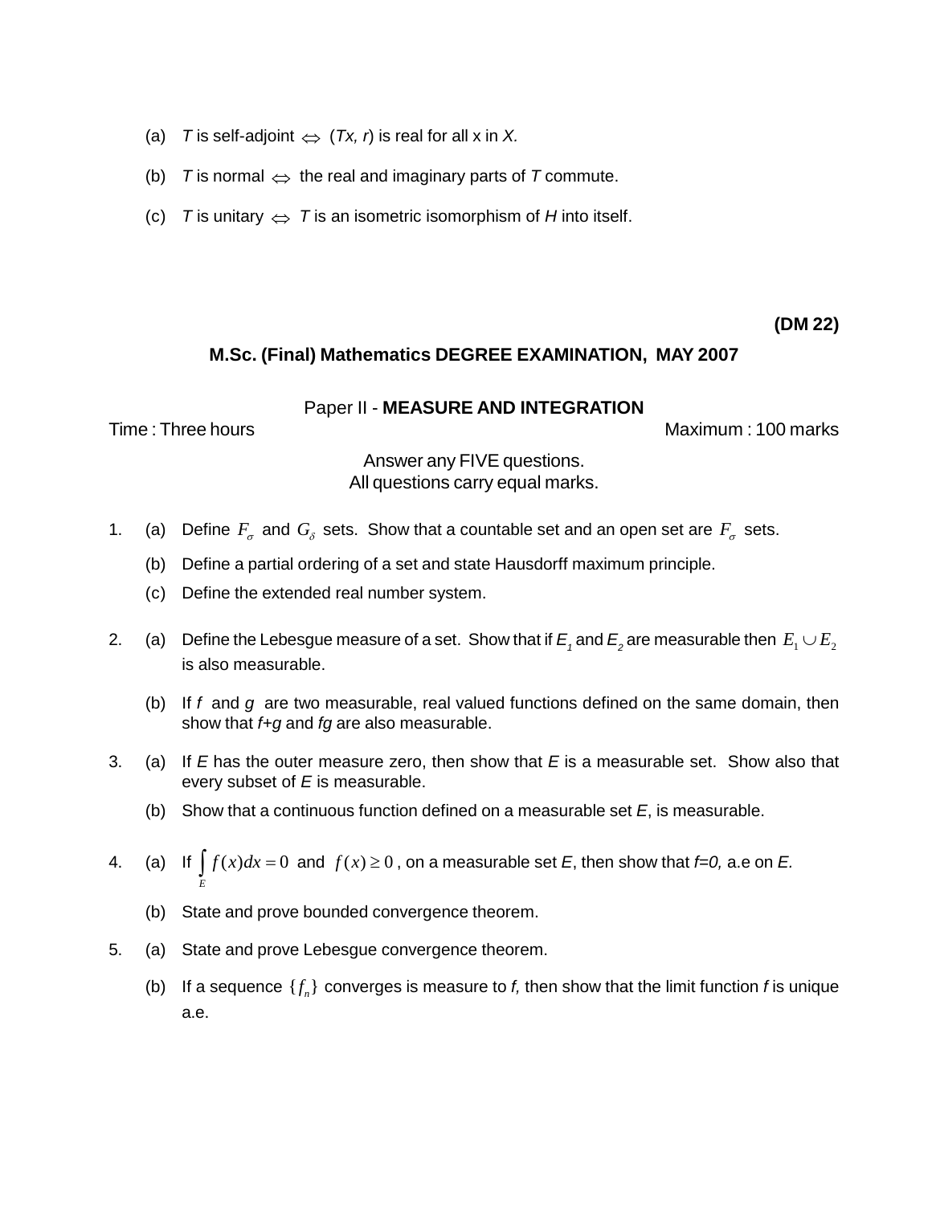(a) $T$ is self-adjoint $\Leftrightarrow$ ($Tx$, $r$) is real for all x in $X$.

(b) $T$ is normal $\Leftrightarrow$ the real and imaginary parts of $T$ commute.

(c) $T$ is unitary $\Leftrightarrow$ $T$ is an isometric isomorphism of $H$ into itself.

**(DM 22)**

## M.Sc. (Final) Mathematics DEGREE EXAMINATION, MAY 2007

### Paper II - MEASURE AND INTEGRATION

Time : Three hours Maximum : 100 marks

Answer any FIVE questions.
All questions carry equal marks.

1. (a) Define $F_\sigma$ and $G_\delta$ sets. Show that a countable set and an open set are $F_\sigma$ sets.

   (b) Define a partial ordering of a set and state Hausdorff maximum principle.

   (c) Define the extended real number system.

2. (a) Define the Lebesgue measure of a set. Show that if $E_1$ and $E_2$ are measurable then $E_1 \cup E_2$ is also measurable.

   (b) If $f$ and $g$ are two measurable, real valued functions defined on the same domain, then show that $f+g$ and $fg$ are also measurable.

3. (a) If $E$ has the outer measure zero, then show that $E$ is a measurable set. Show also that every subset of $E$ is measurable.

   (b) Show that a continuous function defined on a measurable set $E$, is measurable.

4. (a) If $\int_E f(x)dx = 0$ and $f(x) \geq 0$, on a measurable set $E$, then show that $f=0$, a.e on $E$.

   (b) State and prove bounded convergence theorem.

5. (a) State and prove Lebesgue convergence theorem.

   (b) If a sequence $\{f_n\}$ converges is measure to $f$, then show that the limit function $f$ is unique a.e.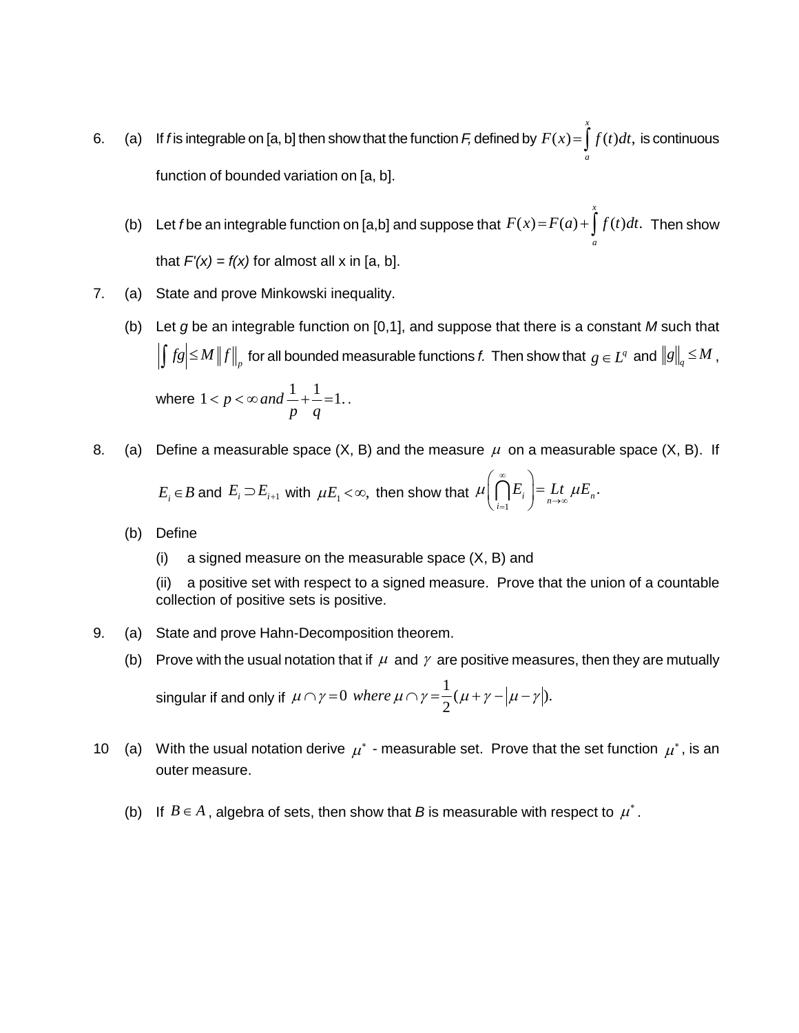6. (a) If *f* is integrable on [a, b] then show that the function *F*, defined by $F(x) = \int_a^x f(t)dt,$ is continuous function of bounded variation on [a, b].

   (b) Let *f* be an integrable function on [a,b] and suppose that $F(x) = F(a) + \int_a^x f(t)dt.$ Then show that *F'(x) = f(x)* for almost all x in [a, b].

7. (a) State and prove Minkowski inequality.

   (b) Let *g* be an integrable function on [0,1], and suppose that there is a constant *M* such that $\left|\int fg\right| \leq M \|f\|_p$ for all bounded measurable functions *f.* Then show that $g \in L^q$ and $\|g\|_q \leq M$, where $1 < p < \infty \; and \; \frac{1}{p} + \frac{1}{q} = 1.$.

8. (a) Define a measurable space (X, B) and the measure $\mu$ on a measurable space (X, B). If $E_i \in B$ and $E_i \supset E_{i+1}$ with $\mu E_1 < \infty,$ then show that $\mu\left(\bigcap_{i=1}^{\infty} E_i\right) = \underset{n \to \infty}{Lt} \mu E_n.$

   (b) Define

      (i) a signed measure on the measurable space (X, B) and

      (ii) a positive set with respect to a signed measure. Prove that the union of a countable collection of positive sets is positive.

9. (a) State and prove Hahn-Decomposition theorem.

   (b) Prove with the usual notation that if $\mu$ and $\gamma$ are positive measures, then they are mutually singular if and only if $\mu \cap \gamma = 0 \; where \; \mu \cap \gamma = \frac{1}{2}(\mu + \gamma - |\mu - \gamma|).$

10 (a) With the usual notation derive $\mu^*$ - measurable set. Prove that the set function $\mu^*$, is an outer measure.

   (b) If $B \in A$, algebra of sets, then show that *B* is measurable with respect to $\mu^*$.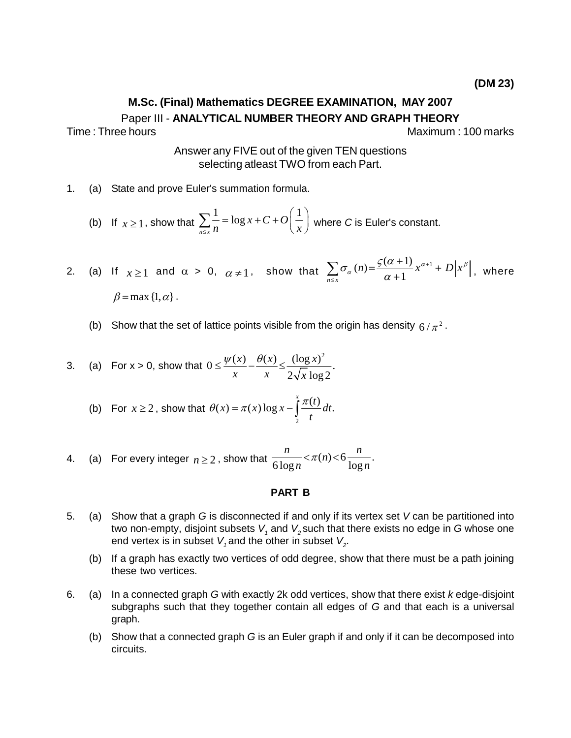**(DM 23)**

## M.Sc. (Final) Mathematics DEGREE EXAMINATION, MAY 2007

### Paper III - ANALYTICAL NUMBER THEORY AND GRAPH THEORY

Time : Three hours — Maximum : 100 marks

Answer any FIVE out of the given TEN questions selecting atleast TWO from each Part.

1. (a) State and prove Euler's summation formula.

   (b) If $x \geq 1$, show that $\sum_{n \leq x} \frac{1}{n} = \log x + C + O\left(\frac{1}{x}\right)$ where *C* is Euler's constant.

2. (a) If $x \geq 1$ and $\alpha > 0$, $\alpha \neq 1$, show that $\sum_{n \leq x} \sigma_\alpha(n) = \frac{\varsigma(\alpha+1)}{\alpha+1} x^{\alpha+1} + D\left|x^\beta\right|$, where $\beta = \max\{1, \alpha\}$.

   (b) Show that the set of lattice points visible from the origin has density $6/\pi^2$.

3. (a) For x > 0, show that $0 \leq \frac{\psi(x)}{x} - \frac{\theta(x)}{x} \leq \frac{(\log x)^2}{2\sqrt{x}\log 2}$.

   (b) For $x \geq 2$, show that $\theta(x) = \pi(x)\log x - \int_2^x \frac{\pi(t)}{t} dt$.

4. (a) For every integer $n \geq 2$, show that $\frac{n}{6\log n} < \pi(n) < 6\frac{n}{\log n}$.

### PART B

5. (a) Show that a graph *G* is disconnected if and only if its vertex set *V* can be partitioned into two non-empty, disjoint subsets $V_1$ and $V_2$ such that there exists no edge in *G* whose one end vertex is in subset $V_1$ and the other in subset $V_2$.

   (b) If a graph has exactly two vertices of odd degree, show that there must be a path joining these two vertices.

6. (a) In a connected graph *G* with exactly 2k odd vertices, show that there exist *k* edge-disjoint subgraphs such that they together contain all edges of *G* and that each is a universal graph.

   (b) Show that a connected graph *G* is an Euler graph if and only if it can be decomposed into circuits.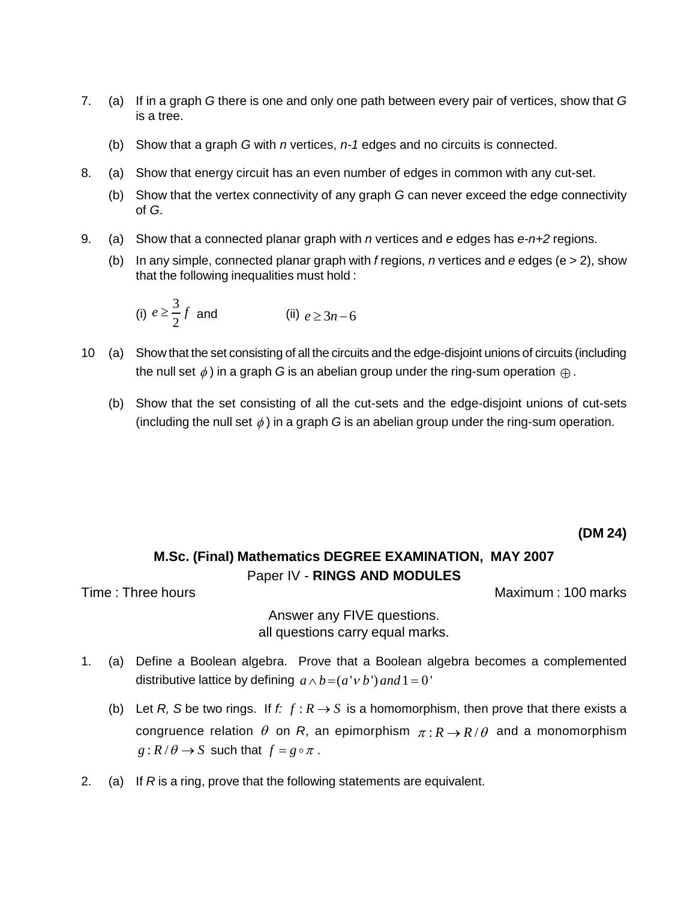7. (a) If in a graph *G* there is one and only one path between every pair of vertices, show that *G* is a tree.

   (b) Show that a graph *G* with *n* vertices, *n-1* edges and no circuits is connected.

8. (a) Show that energy circuit has an even number of edges in common with any cut-set.

   (b) Show that the vertex connectivity of any graph *G* can never exceed the edge connectivity of *G*.

9. (a) Show that a connected planar graph with *n* vertices and *e* edges has *e-n+2* regions.

   (b) In any simple, connected planar graph with *f* regions, *n* vertices and *e* edges (e > 2), show that the following inequalities must hold :

   (i) $e \geq \frac{3}{2} f$ and (ii) $e \geq 3n - 6$

10 (a) Show that the set consisting of all the circuits and the edge-disjoint unions of circuits (including the null set $\phi$) in a graph *G* is an abelian group under the ring-sum operation $\oplus$.

   (b) Show that the set consisting of all the cut-sets and the edge-disjoint unions of cut-sets (including the null set $\phi$) in a graph *G* is an abelian group under the ring-sum operation.

**(DM 24)**

## M.Sc. (Final) Mathematics DEGREE EXAMINATION, MAY 2007

### Paper IV - RINGS AND MODULES

Time : Three hours Maximum : 100 marks

Answer any FIVE questions.
all questions carry equal marks.

1. (a) Define a Boolean algebra. Prove that a Boolean algebra becomes a complemented distributive lattice by defining $a \wedge b = (a' \vee b')$ and $1 = 0'$

   (b) Let *R, S* be two rings. If *f:* $f : R \to S$ is a homomorphism, then prove that there exists a congruence relation $\theta$ on *R*, an epimorphism $\pi : R \to R/\theta$ and a monomorphism $g : R/\theta \to S$ such that $f = g \circ \pi$.

2. (a) If *R* is a ring, prove that the following statements are equivalent.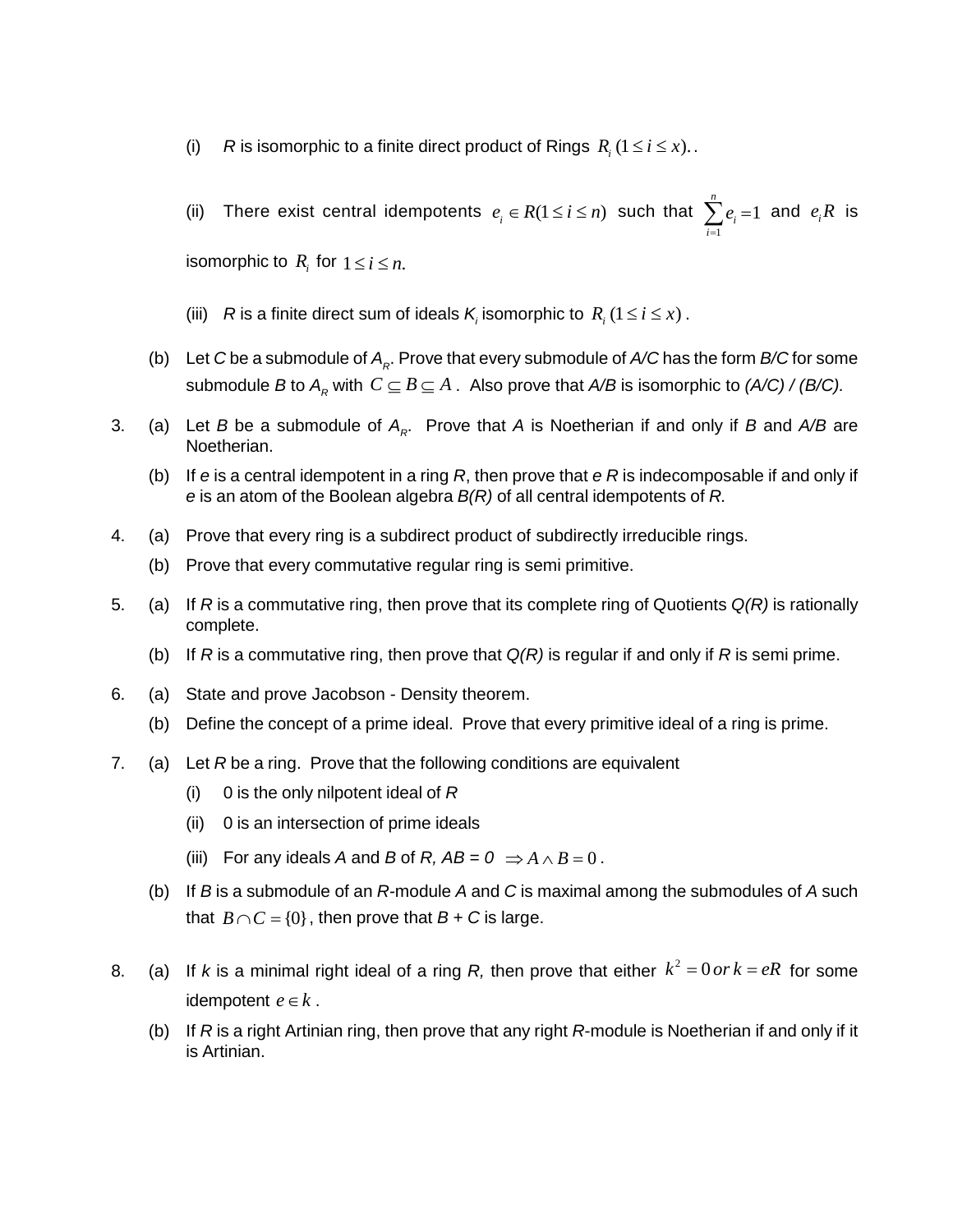(i) *R* is isomorphic to a finite direct product of Rings $R_i\ (1 \le i \le x)$. .

(ii) There exist central idempotents $e_i \in R (1 \le i \le n)$ such that $\sum_{i=1}^{n} e_i = 1$ and $e_i R$ is isomorphic to $R_i$ for $1 \le i \le n$.

(iii) *R* is a finite direct sum of ideals $K_i$ isomorphic to $R_i\ (1 \le i \le x)$.

(b) Let *C* be a submodule of $A_R$. Prove that every submodule of *A/C* has the form *B/C* for some submodule *B* to $A_R$ with $C \subseteq B \subseteq A$. Also prove that *A/B* is isomorphic to *(A/C) / (B/C).*

3. (a) Let *B* be a submodule of $A_R$. Prove that *A* is Noetherian if and only if *B* and *A/B* are Noetherian.

   (b) If *e* is a central idempotent in a ring *R*, then prove that *e R* is indecomposable if and only if *e* is an atom of the Boolean algebra *B(R)* of all central idempotents of *R.*

4. (a) Prove that every ring is a subdirect product of subdirectly irreducible rings.

   (b) Prove that every commutative regular ring is semi primitive.

5. (a) If *R* is a commutative ring, then prove that its complete ring of Quotients *Q(R)* is rationally complete.

   (b) If *R* is a commutative ring, then prove that *Q(R)* is regular if and only if *R* is semi prime.

6. (a) State and prove Jacobson - Density theorem.

   (b) Define the concept of a prime ideal. Prove that every primitive ideal of a ring is prime.

7. (a) Let *R* be a ring. Prove that the following conditions are equivalent

   (i) 0 is the only nilpotent ideal of *R*

   (ii) 0 is an intersection of prime ideals

   (iii) For any ideals *A* and *B* of *R, AB = 0* $\Rightarrow A \wedge B = 0$.

   (b) If *B* is a submodule of an *R*-module *A* and *C* is maximal among the submodules of *A* such that $B \cap C = \{0\}$, then prove that *B* + *C* is large.

8. (a) If *k* is a minimal right ideal of a ring *R,* then prove that either $k^2 = 0\ or\ k = eR$ for some idempotent $e \in k$.

   (b) If *R* is a right Artinian ring, then prove that any right *R*-module is Noetherian if and only if it is Artinian.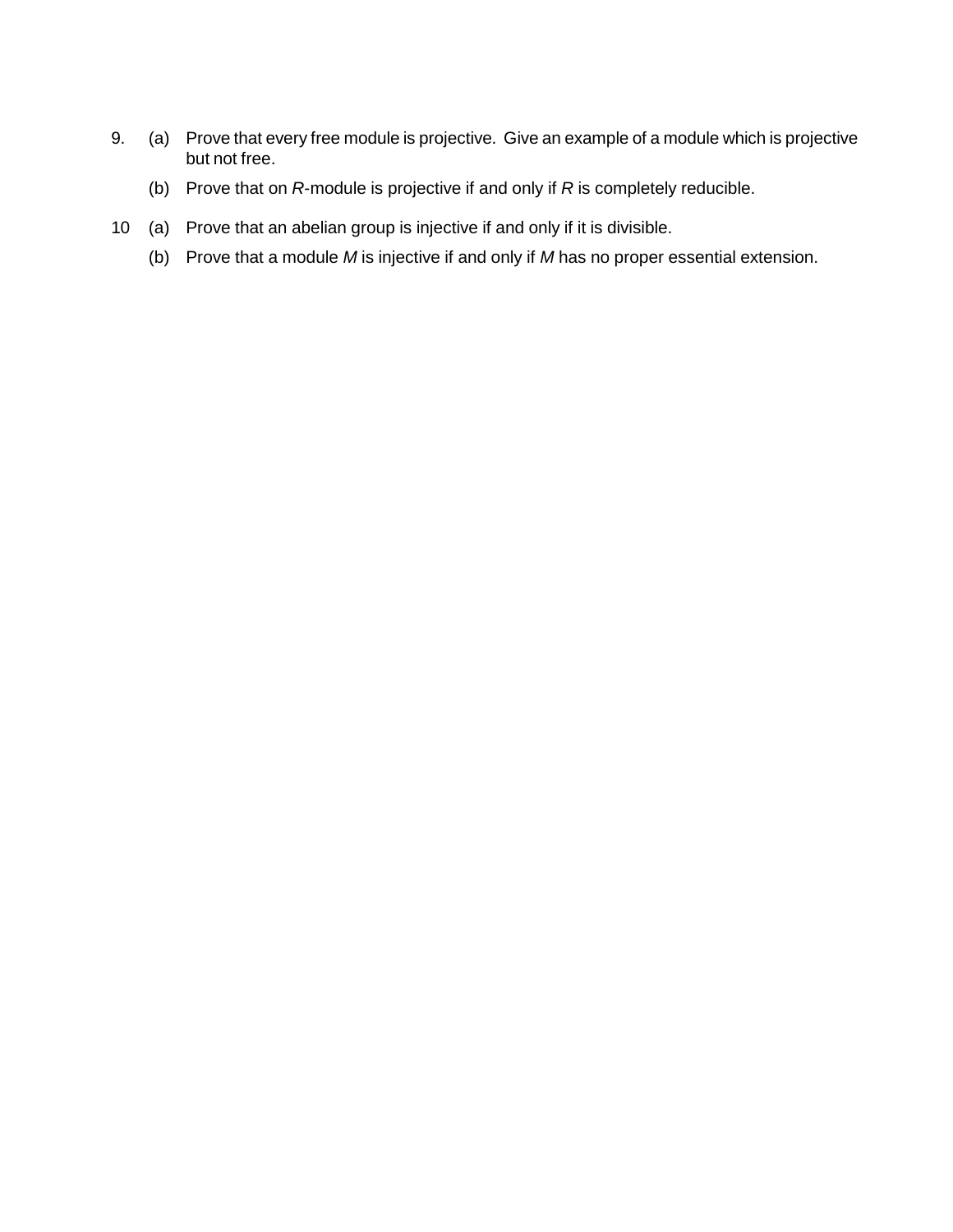9. (a) Prove that every free module is projective. Give an example of a module which is projective but not free.

   (b) Prove that on $R$-module is projective if and only if $R$ is completely reducible.

10 (a) Prove that an abelian group is injective if and only if it is divisible.

   (b) Prove that a module $M$ is injective if and only if $M$ has no proper essential extension.